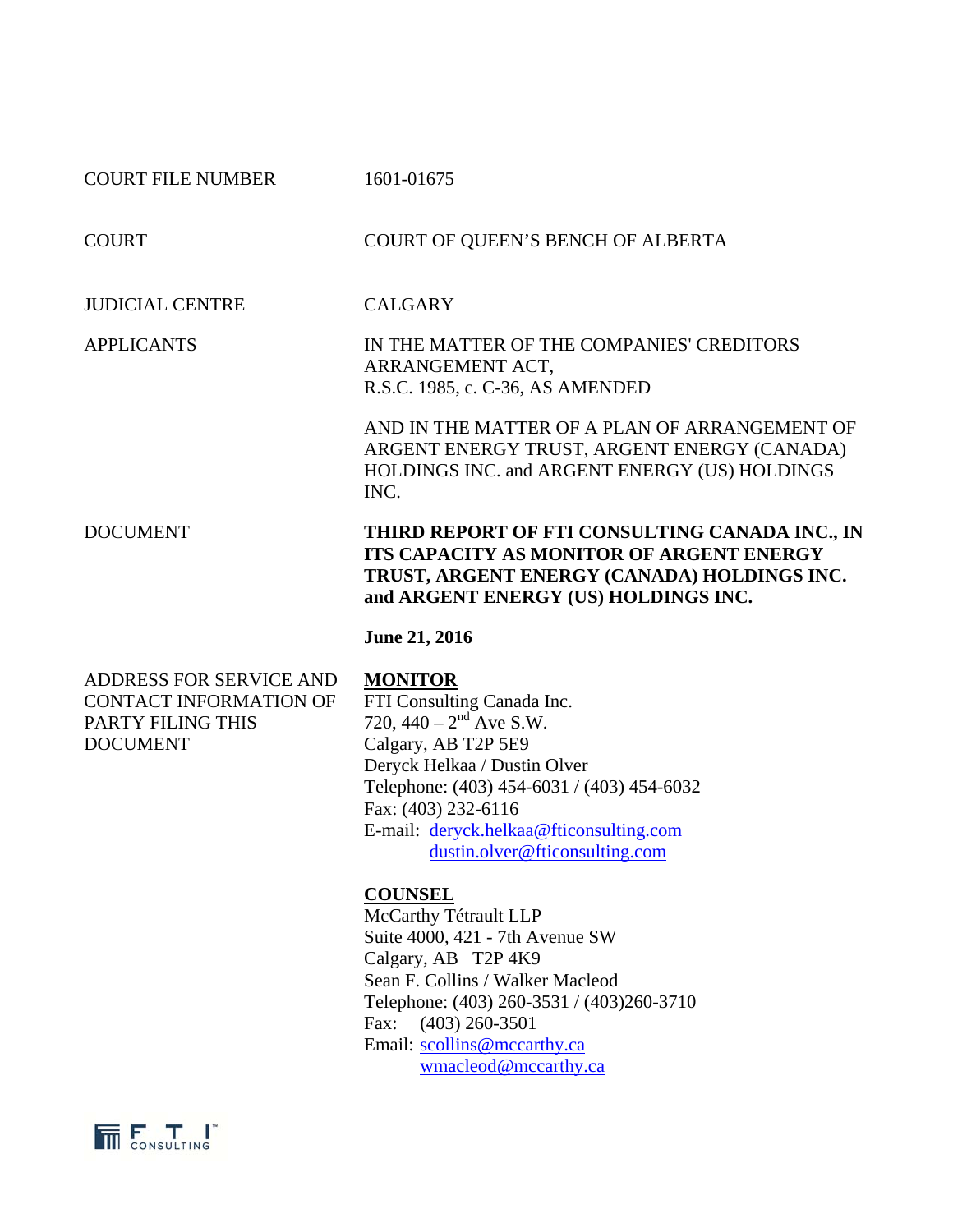| | |
|---|---|
| COURT FILE NUMBER | 1601-01675 |
| COURT | COURT OF QUEEN'S BENCH OF ALBERTA |
| JUDICIAL CENTRE | CALGARY |
| APPLICANTS | IN THE MATTER OF THE COMPANIES' CREDITORS ARRANGEMENT ACT, R.S.C. 1985, c. C-36, AS AMENDED<br><br>AND IN THE MATTER OF A PLAN OF ARRANGEMENT OF ARGENT ENERGY TRUST, ARGENT ENERGY (CANADA) HOLDINGS INC. and ARGENT ENERGY (US) HOLDINGS INC. |
| DOCUMENT | **THIRD REPORT OF FTI CONSULTING CANADA INC., IN ITS CAPACITY AS MONITOR OF ARGENT ENERGY TRUST, ARGENT ENERGY (CANADA) HOLDINGS INC. and ARGENT ENERGY (US) HOLDINGS INC.**<br><br>**June 21, 2016** |
| ADDRESS FOR SERVICE AND CONTACT INFORMATION OF PARTY FILING THIS DOCUMENT | **MONITOR**<br>FTI Consulting Canada Inc.<br>720, 440 – 2nd Ave S.W.<br>Calgary, AB T2P 5E9<br>Deryck Helkaa / Dustin Olver<br>Telephone: (403) 454-6031 / (403) 454-6032<br>Fax: (403) 232-6116<br>E-mail: deryck.helkaa@fticonsulting.com<br>dustin.olver@fticonsulting.com<br><br>**COUNSEL**<br>McCarthy Tétrault LLP<br>Suite 4000, 421 - 7th Avenue SW<br>Calgary, AB T2P 4K9<br>Sean F. Collins / Walker Macleod<br>Telephone: (403) 260-3531 / (403)260-3710<br>Fax: (403) 260-3501<br>Email: scollins@mccarthy.ca<br>wmacleod@mccarthy.ca |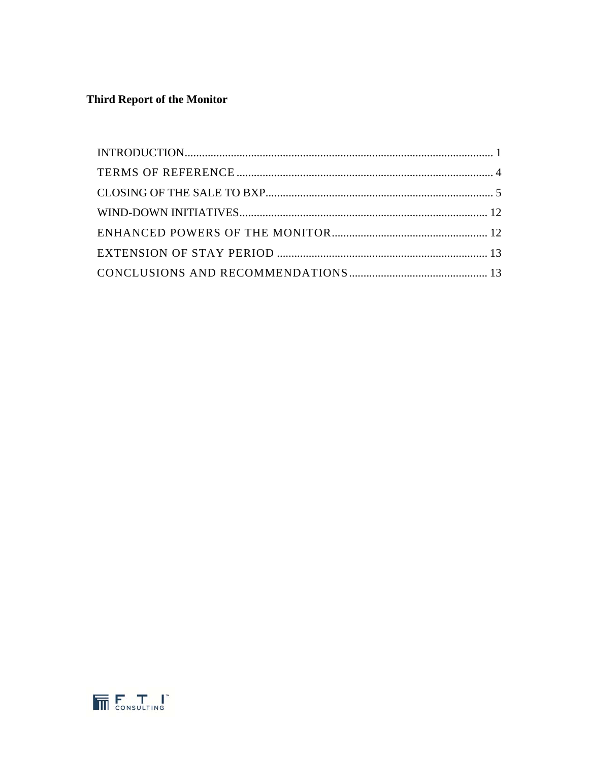**Third Report of the Monitor**

| | |
|---|---|
| INTRODUCTION | 1 |
| TERMS OF REFERENCE | 4 |
| CLOSING OF THE SALE TO BXP | 5 |
| WIND-DOWN INITIATIVES | 12 |
| ENHANCED POWERS OF THE MONITOR | 12 |
| EXTENSION OF STAY PERIOD | 13 |
| CONCLUSIONS AND RECOMMENDATIONS | 13 |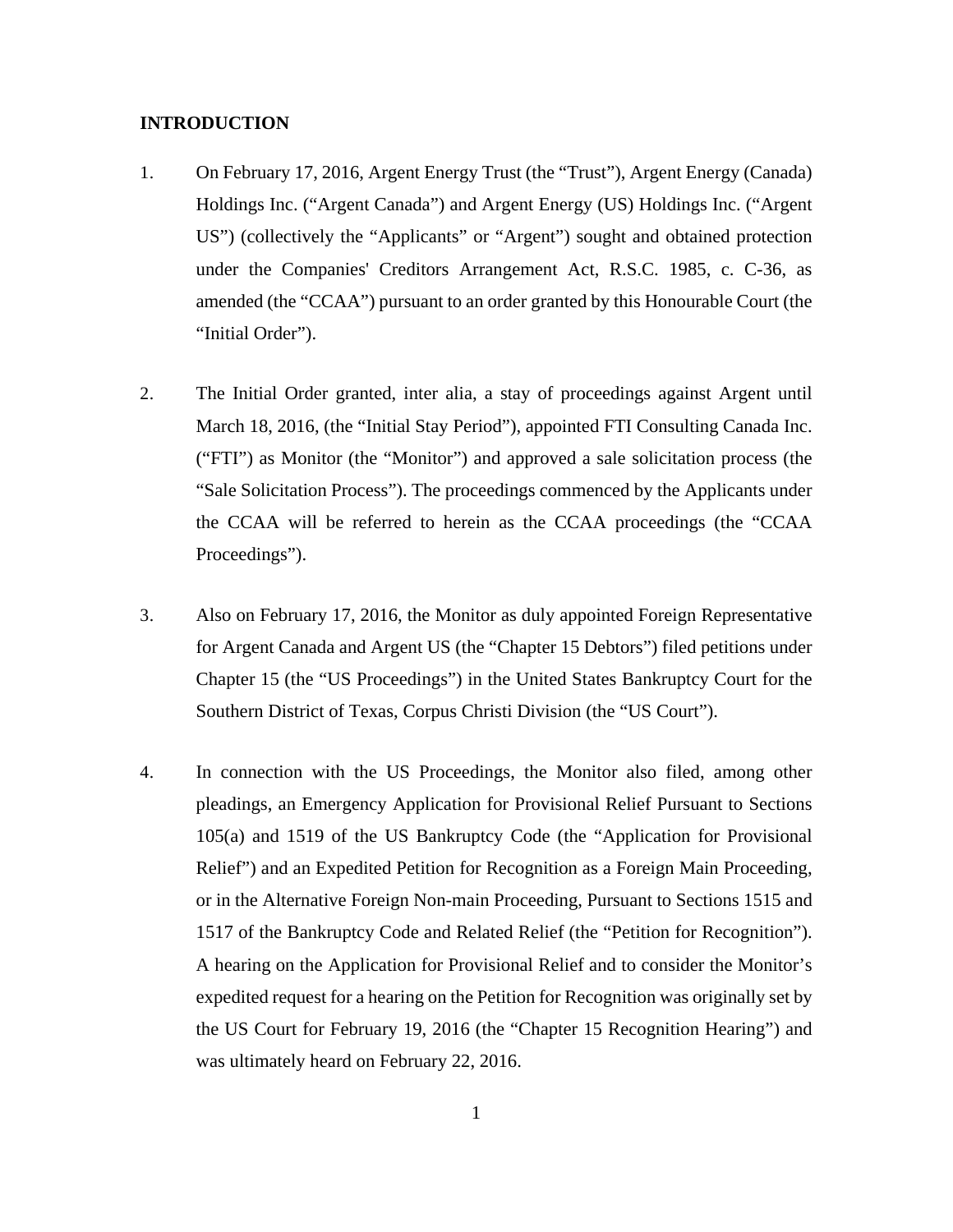## INTRODUCTION

1. On February 17, 2016, Argent Energy Trust (the "Trust"), Argent Energy (Canada) Holdings Inc. ("Argent Canada") and Argent Energy (US) Holdings Inc. ("Argent US") (collectively the "Applicants" or "Argent") sought and obtained protection under the Companies' Creditors Arrangement Act, R.S.C. 1985, c. C-36, as amended (the "CCAA") pursuant to an order granted by this Honourable Court (the "Initial Order").

2. The Initial Order granted, inter alia, a stay of proceedings against Argent until March 18, 2016, (the "Initial Stay Period"), appointed FTI Consulting Canada Inc. ("FTI") as Monitor (the "Monitor") and approved a sale solicitation process (the "Sale Solicitation Process"). The proceedings commenced by the Applicants under the CCAA will be referred to herein as the CCAA proceedings (the "CCAA Proceedings").

3. Also on February 17, 2016, the Monitor as duly appointed Foreign Representative for Argent Canada and Argent US (the "Chapter 15 Debtors") filed petitions under Chapter 15 (the "US Proceedings") in the United States Bankruptcy Court for the Southern District of Texas, Corpus Christi Division (the "US Court").

4. In connection with the US Proceedings, the Monitor also filed, among other pleadings, an Emergency Application for Provisional Relief Pursuant to Sections 105(a) and 1519 of the US Bankruptcy Code (the "Application for Provisional Relief") and an Expedited Petition for Recognition as a Foreign Main Proceeding, or in the Alternative Foreign Non-main Proceeding, Pursuant to Sections 1515 and 1517 of the Bankruptcy Code and Related Relief (the "Petition for Recognition"). A hearing on the Application for Provisional Relief and to consider the Monitor's expedited request for a hearing on the Petition for Recognition was originally set by the US Court for February 19, 2016 (the "Chapter 15 Recognition Hearing") and was ultimately heard on February 22, 2016.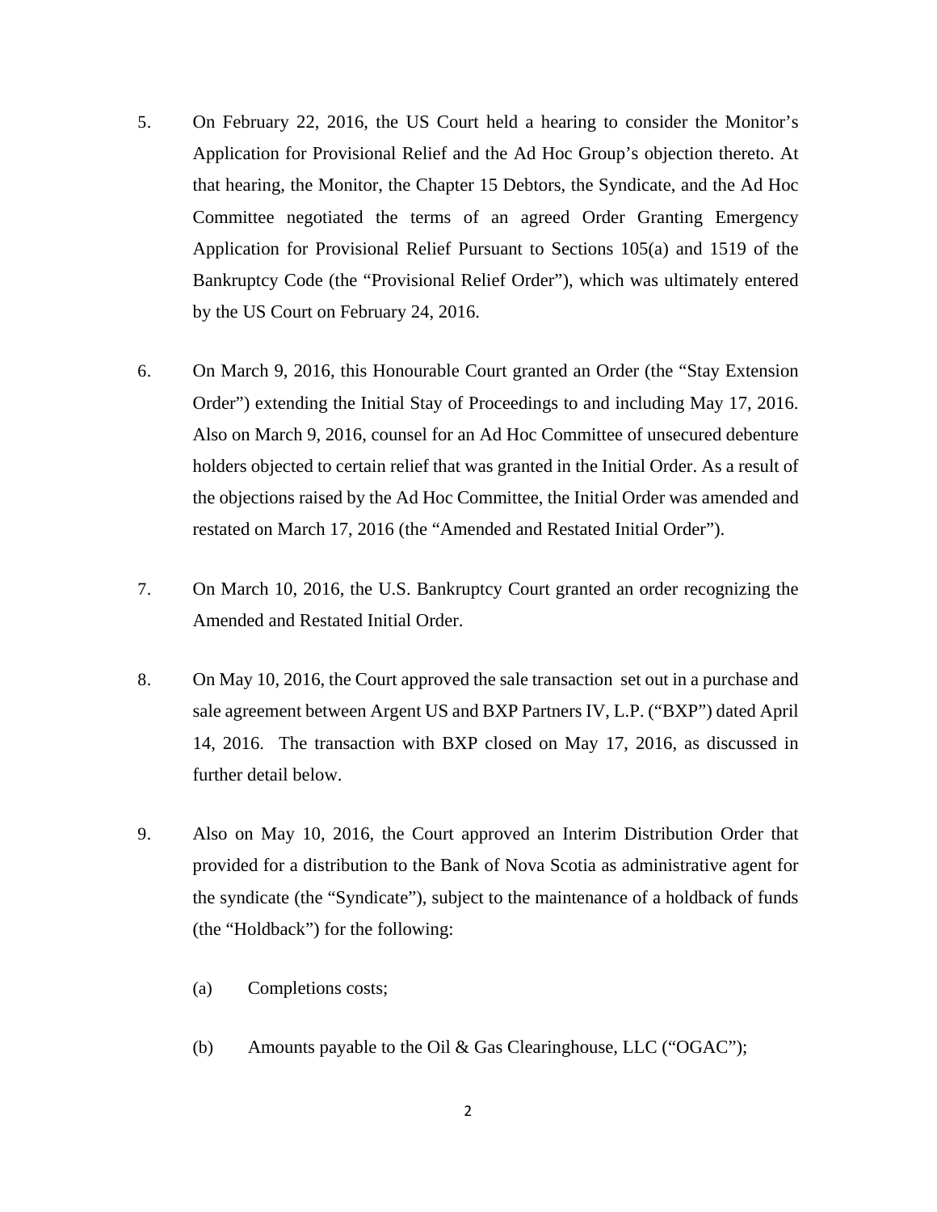5. On February 22, 2016, the US Court held a hearing to consider the Monitor's Application for Provisional Relief and the Ad Hoc Group's objection thereto. At that hearing, the Monitor, the Chapter 15 Debtors, the Syndicate, and the Ad Hoc Committee negotiated the terms of an agreed Order Granting Emergency Application for Provisional Relief Pursuant to Sections 105(a) and 1519 of the Bankruptcy Code (the "Provisional Relief Order"), which was ultimately entered by the US Court on February 24, 2016.

6. On March 9, 2016, this Honourable Court granted an Order (the "Stay Extension Order") extending the Initial Stay of Proceedings to and including May 17, 2016. Also on March 9, 2016, counsel for an Ad Hoc Committee of unsecured debenture holders objected to certain relief that was granted in the Initial Order. As a result of the objections raised by the Ad Hoc Committee, the Initial Order was amended and restated on March 17, 2016 (the "Amended and Restated Initial Order").

7. On March 10, 2016, the U.S. Bankruptcy Court granted an order recognizing the Amended and Restated Initial Order.

8. On May 10, 2016, the Court approved the sale transaction set out in a purchase and sale agreement between Argent US and BXP Partners IV, L.P. ("BXP") dated April 14, 2016. The transaction with BXP closed on May 17, 2016, as discussed in further detail below.

9. Also on May 10, 2016, the Court approved an Interim Distribution Order that provided for a distribution to the Bank of Nova Scotia as administrative agent for the syndicate (the "Syndicate"), subject to the maintenance of a holdback of funds (the "Holdback") for the following:

   (a) Completions costs;

   (b) Amounts payable to the Oil & Gas Clearinghouse, LLC ("OGAC");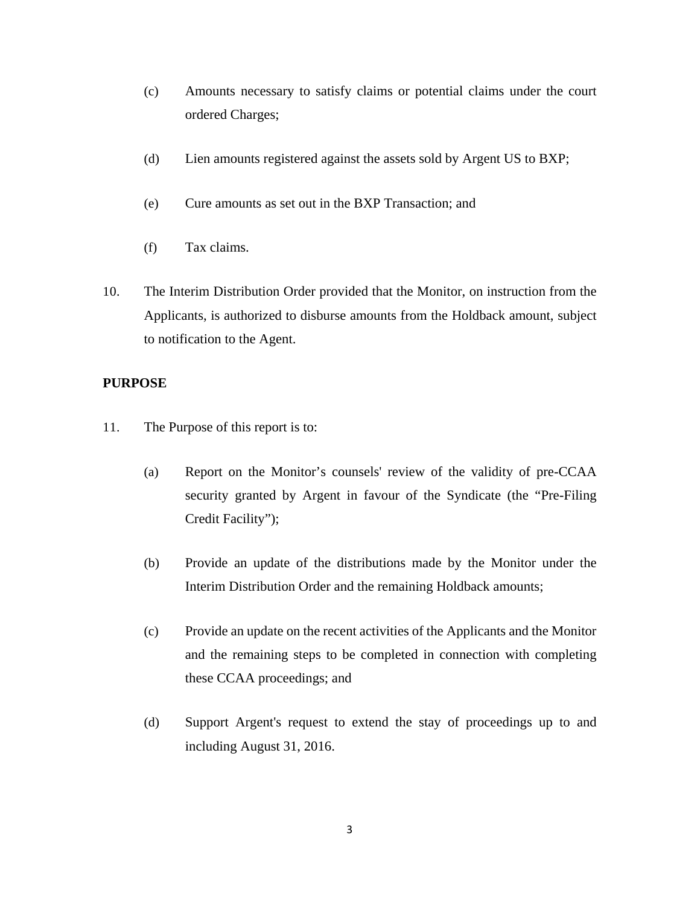(c) Amounts necessary to satisfy claims or potential claims under the court ordered Charges;

(d) Lien amounts registered against the assets sold by Argent US to BXP;

(e) Cure amounts as set out in the BXP Transaction; and

(f) Tax claims.

10. The Interim Distribution Order provided that the Monitor, on instruction from the Applicants, is authorized to disburse amounts from the Holdback amount, subject to notification to the Agent.

**PURPOSE**

11. The Purpose of this report is to:

(a) Report on the Monitor's counsels' review of the validity of pre-CCAA security granted by Argent in favour of the Syndicate (the "Pre-Filing Credit Facility");

(b) Provide an update of the distributions made by the Monitor under the Interim Distribution Order and the remaining Holdback amounts;

(c) Provide an update on the recent activities of the Applicants and the Monitor and the remaining steps to be completed in connection with completing these CCAA proceedings; and

(d) Support Argent's request to extend the stay of proceedings up to and including August 31, 2016.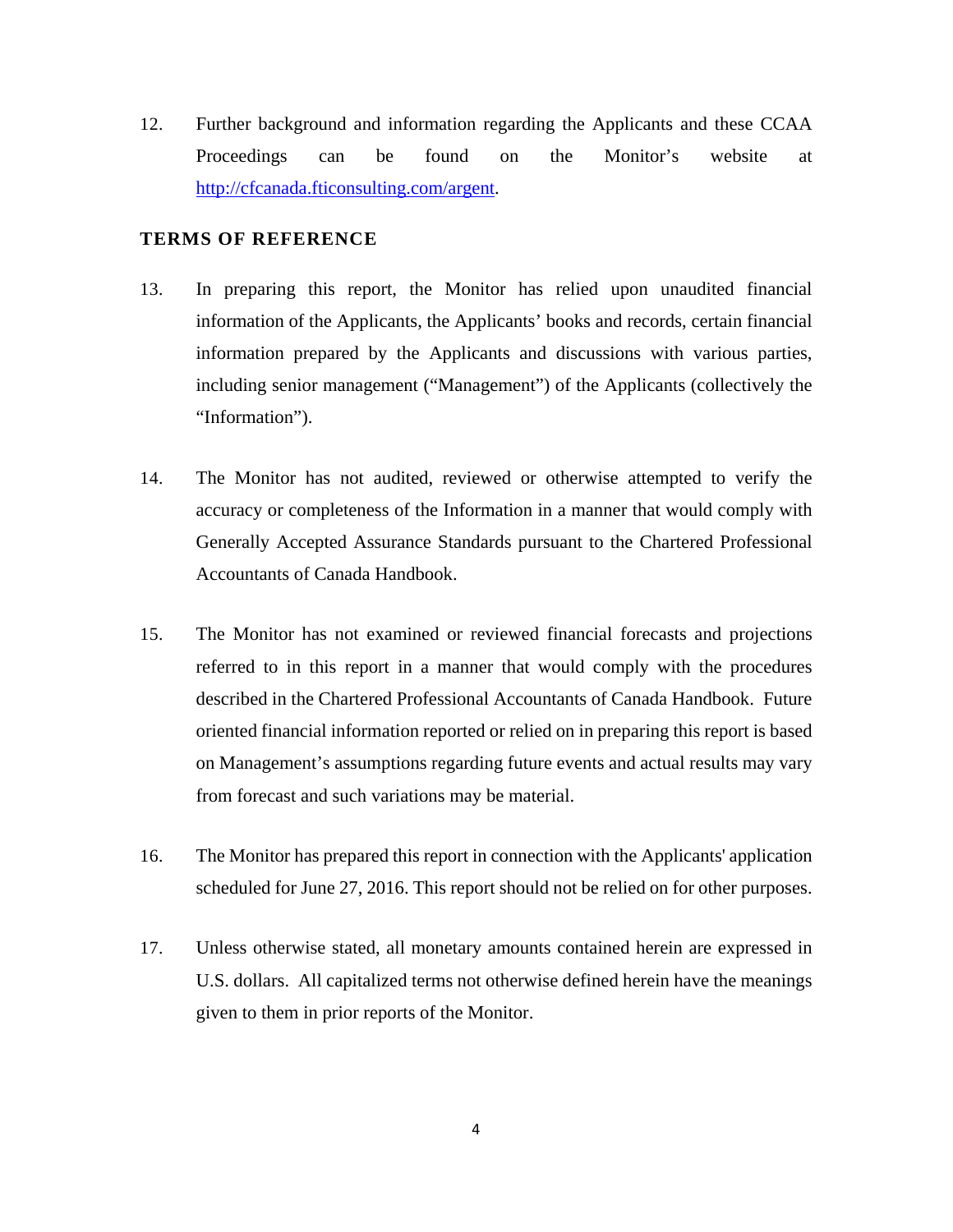12. Further background and information regarding the Applicants and these CCAA Proceedings can be found on the Monitor's website at [http://cfcanada.fticonsulting.com/argent](http://cfcanada.fticonsulting.com/argent).

## TERMS OF REFERENCE

13. In preparing this report, the Monitor has relied upon unaudited financial information of the Applicants, the Applicants' books and records, certain financial information prepared by the Applicants and discussions with various parties, including senior management ("Management") of the Applicants (collectively the "Information").

14. The Monitor has not audited, reviewed or otherwise attempted to verify the accuracy or completeness of the Information in a manner that would comply with Generally Accepted Assurance Standards pursuant to the Chartered Professional Accountants of Canada Handbook.

15. The Monitor has not examined or reviewed financial forecasts and projections referred to in this report in a manner that would comply with the procedures described in the Chartered Professional Accountants of Canada Handbook. Future oriented financial information reported or relied on in preparing this report is based on Management's assumptions regarding future events and actual results may vary from forecast and such variations may be material.

16. The Monitor has prepared this report in connection with the Applicants' application scheduled for June 27, 2016. This report should not be relied on for other purposes.

17. Unless otherwise stated, all monetary amounts contained herein are expressed in U.S. dollars. All capitalized terms not otherwise defined herein have the meanings given to them in prior reports of the Monitor.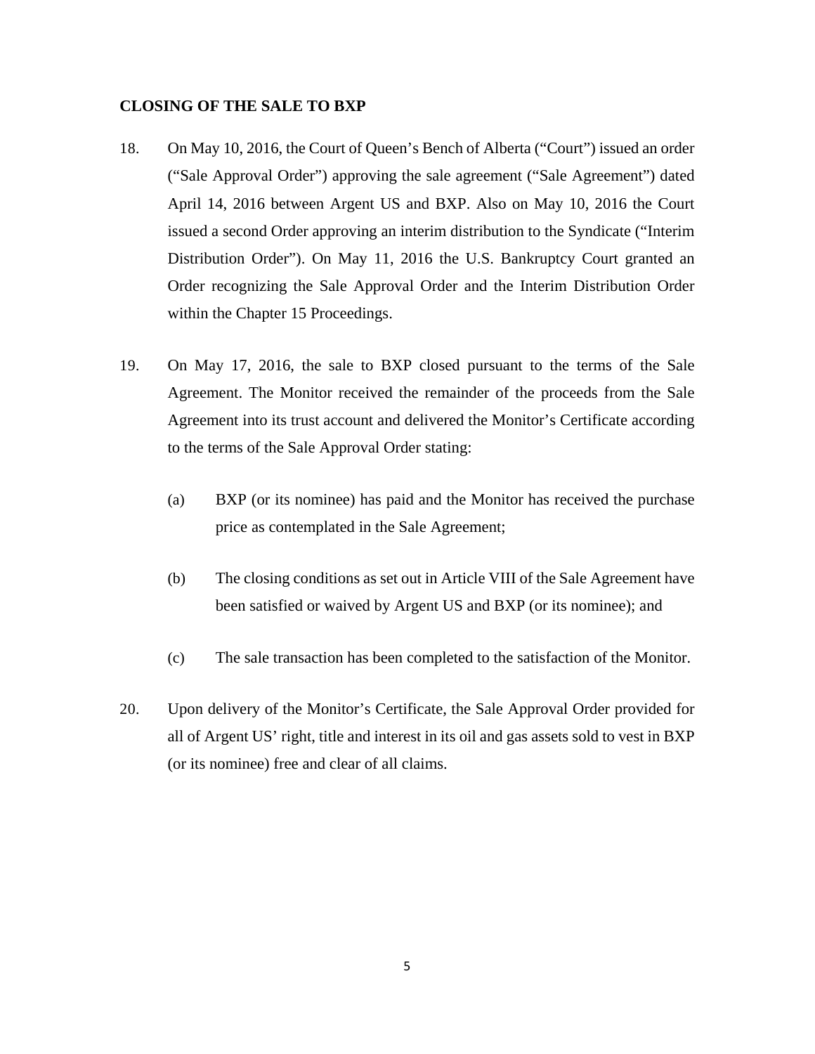**CLOSING OF THE SALE TO BXP**

18. On May 10, 2016, the Court of Queen's Bench of Alberta ("Court") issued an order ("Sale Approval Order") approving the sale agreement ("Sale Agreement") dated April 14, 2016 between Argent US and BXP. Also on May 10, 2016 the Court issued a second Order approving an interim distribution to the Syndicate ("Interim Distribution Order"). On May 11, 2016 the U.S. Bankruptcy Court granted an Order recognizing the Sale Approval Order and the Interim Distribution Order within the Chapter 15 Proceedings.

19. On May 17, 2016, the sale to BXP closed pursuant to the terms of the Sale Agreement. The Monitor received the remainder of the proceeds from the Sale Agreement into its trust account and delivered the Monitor's Certificate according to the terms of the Sale Approval Order stating:

    (a) BXP (or its nominee) has paid and the Monitor has received the purchase price as contemplated in the Sale Agreement;

    (b) The closing conditions as set out in Article VIII of the Sale Agreement have been satisfied or waived by Argent US and BXP (or its nominee); and

    (c) The sale transaction has been completed to the satisfaction of the Monitor.

20. Upon delivery of the Monitor's Certificate, the Sale Approval Order provided for all of Argent US' right, title and interest in its oil and gas assets sold to vest in BXP (or its nominee) free and clear of all claims.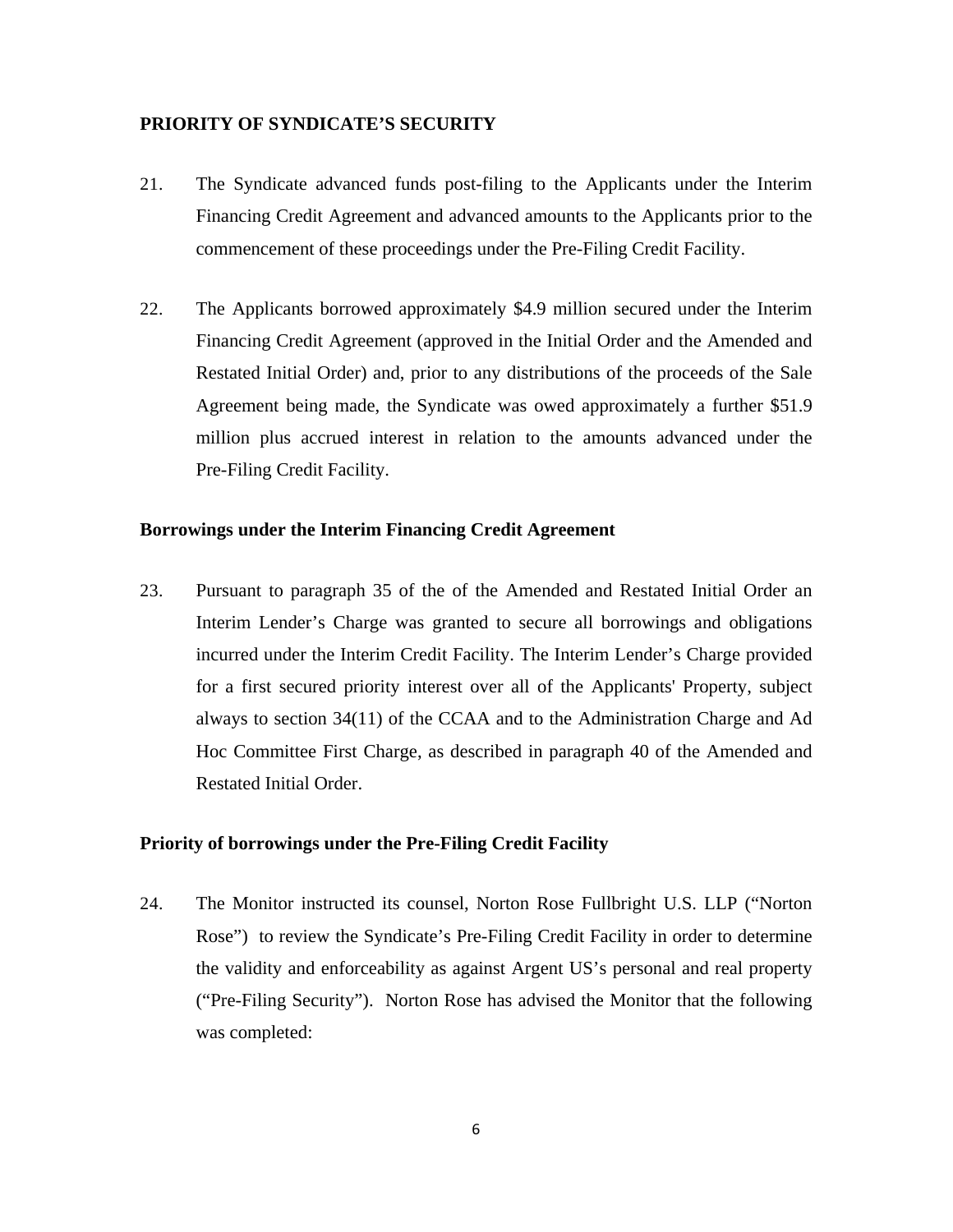## PRIORITY OF SYNDICATE'S SECURITY

21. The Syndicate advanced funds post-filing to the Applicants under the Interim Financing Credit Agreement and advanced amounts to the Applicants prior to the commencement of these proceedings under the Pre-Filing Credit Facility.

22. The Applicants borrowed approximately $4.9 million secured under the Interim Financing Credit Agreement (approved in the Initial Order and the Amended and Restated Initial Order) and, prior to any distributions of the proceeds of the Sale Agreement being made, the Syndicate was owed approximately a further $51.9 million plus accrued interest in relation to the amounts advanced under the Pre-Filing Credit Facility.

### Borrowings under the Interim Financing Credit Agreement

23. Pursuant to paragraph 35 of the of the Amended and Restated Initial Order an Interim Lender's Charge was granted to secure all borrowings and obligations incurred under the Interim Credit Facility. The Interim Lender's Charge provided for a first secured priority interest over all of the Applicants' Property, subject always to section 34(11) of the CCAA and to the Administration Charge and Ad Hoc Committee First Charge, as described in paragraph 40 of the Amended and Restated Initial Order.

### Priority of borrowings under the Pre-Filing Credit Facility

24. The Monitor instructed its counsel, Norton Rose Fullbright U.S. LLP ("Norton Rose") to review the Syndicate's Pre-Filing Credit Facility in order to determine the validity and enforceability as against Argent US's personal and real property ("Pre-Filing Security"). Norton Rose has advised the Monitor that the following was completed: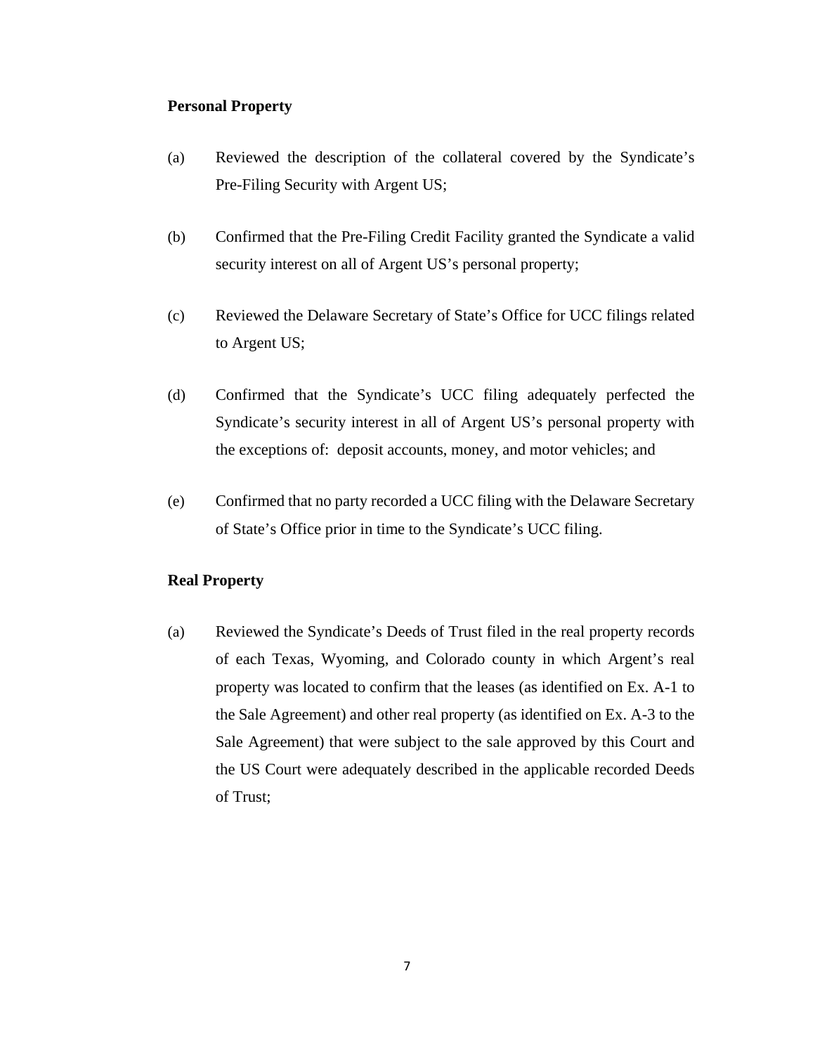**Personal Property**

(a) Reviewed the description of the collateral covered by the Syndicate's Pre-Filing Security with Argent US;

(b) Confirmed that the Pre-Filing Credit Facility granted the Syndicate a valid security interest on all of Argent US's personal property;

(c) Reviewed the Delaware Secretary of State's Office for UCC filings related to Argent US;

(d) Confirmed that the Syndicate's UCC filing adequately perfected the Syndicate's security interest in all of Argent US's personal property with the exceptions of: deposit accounts, money, and motor vehicles; and

(e) Confirmed that no party recorded a UCC filing with the Delaware Secretary of State's Office prior in time to the Syndicate's UCC filing.

**Real Property**

(a) Reviewed the Syndicate's Deeds of Trust filed in the real property records of each Texas, Wyoming, and Colorado county in which Argent's real property was located to confirm that the leases (as identified on Ex. A-1 to the Sale Agreement) and other real property (as identified on Ex. A-3 to the Sale Agreement) that were subject to the sale approved by this Court and the US Court were adequately described in the applicable recorded Deeds of Trust;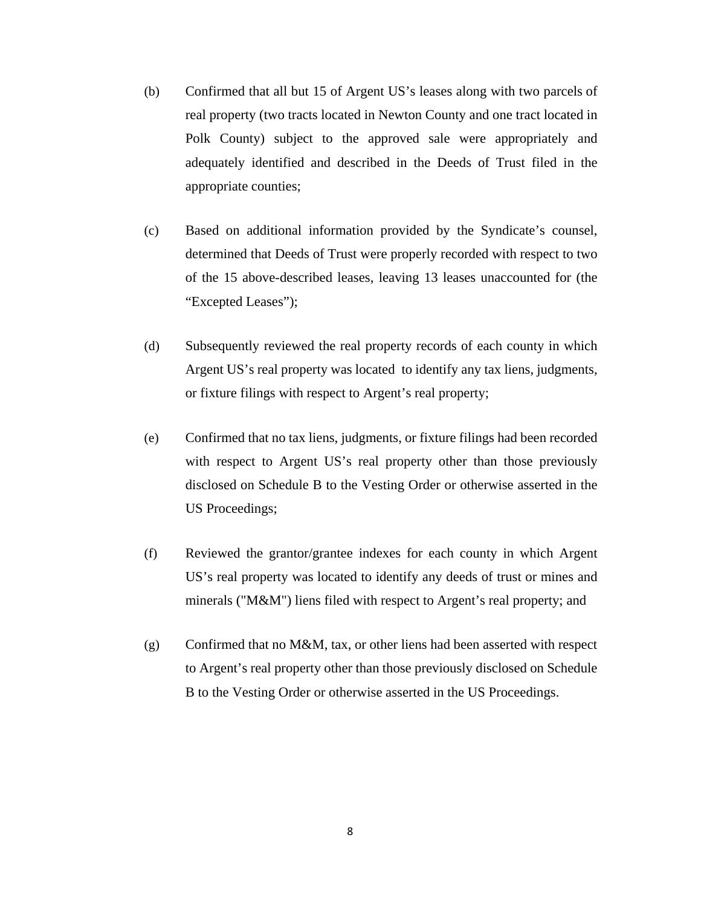(b) Confirmed that all but 15 of Argent US's leases along with two parcels of real property (two tracts located in Newton County and one tract located in Polk County) subject to the approved sale were appropriately and adequately identified and described in the Deeds of Trust filed in the appropriate counties;

(c) Based on additional information provided by the Syndicate's counsel, determined that Deeds of Trust were properly recorded with respect to two of the 15 above-described leases, leaving 13 leases unaccounted for (the "Excepted Leases");

(d) Subsequently reviewed the real property records of each county in which Argent US's real property was located to identify any tax liens, judgments, or fixture filings with respect to Argent's real property;

(e) Confirmed that no tax liens, judgments, or fixture filings had been recorded with respect to Argent US's real property other than those previously disclosed on Schedule B to the Vesting Order or otherwise asserted in the US Proceedings;

(f) Reviewed the grantor/grantee indexes for each county in which Argent US's real property was located to identify any deeds of trust or mines and minerals ("M&M") liens filed with respect to Argent's real property; and

(g) Confirmed that no M&M, tax, or other liens had been asserted with respect to Argent's real property other than those previously disclosed on Schedule B to the Vesting Order or otherwise asserted in the US Proceedings.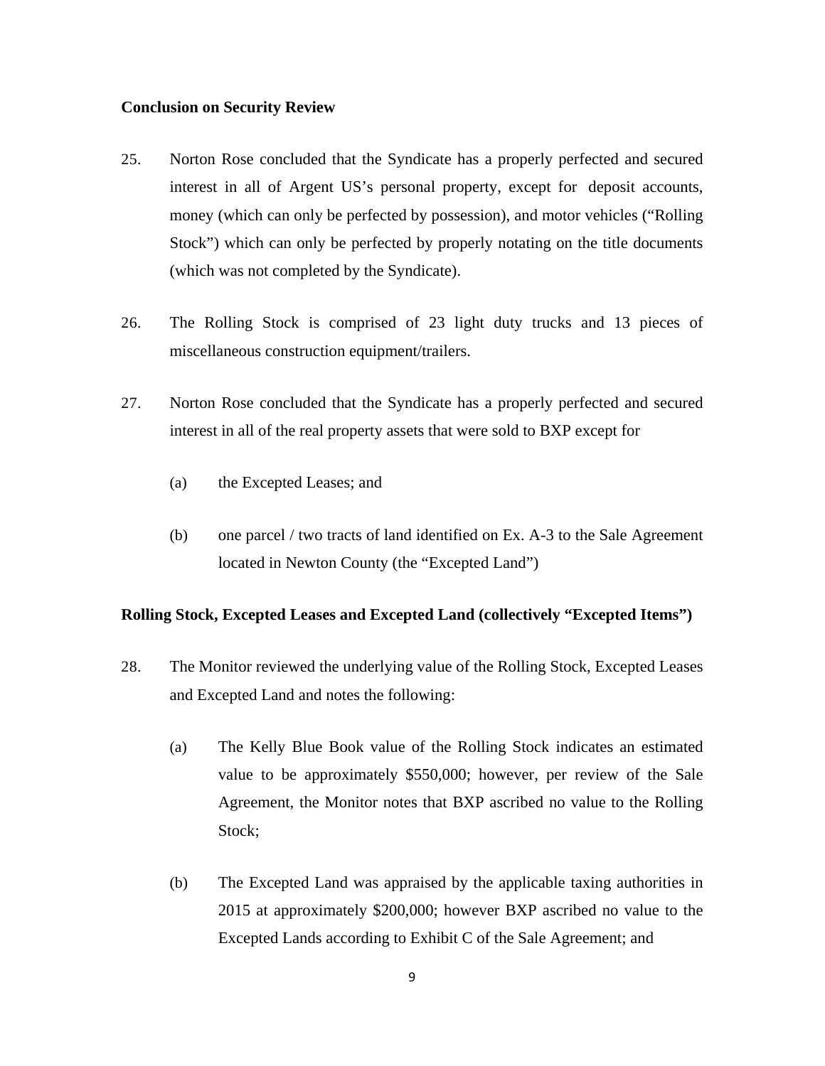**Conclusion on Security Review**

25. Norton Rose concluded that the Syndicate has a properly perfected and secured interest in all of Argent US's personal property, except for deposit accounts, money (which can only be perfected by possession), and motor vehicles ("Rolling Stock") which can only be perfected by properly notating on the title documents (which was not completed by the Syndicate).

26. The Rolling Stock is comprised of 23 light duty trucks and 13 pieces of miscellaneous construction equipment/trailers.

27. Norton Rose concluded that the Syndicate has a properly perfected and secured interest in all of the real property assets that were sold to BXP except for

    (a) the Excepted Leases; and

    (b) one parcel / two tracts of land identified on Ex. A-3 to the Sale Agreement located in Newton County (the "Excepted Land")

**Rolling Stock, Excepted Leases and Excepted Land (collectively "Excepted Items")**

28. The Monitor reviewed the underlying value of the Rolling Stock, Excepted Leases and Excepted Land and notes the following:

    (a) The Kelly Blue Book value of the Rolling Stock indicates an estimated value to be approximately $550,000; however, per review of the Sale Agreement, the Monitor notes that BXP ascribed no value to the Rolling Stock;

    (b) The Excepted Land was appraised by the applicable taxing authorities in 2015 at approximately $200,000; however BXP ascribed no value to the Excepted Lands according to Exhibit C of the Sale Agreement; and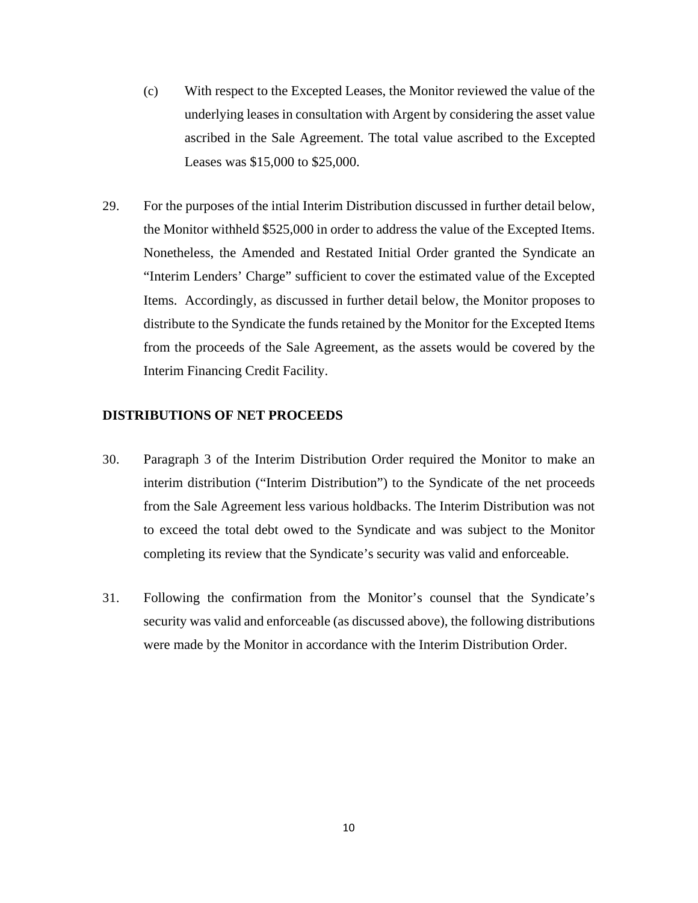(c) With respect to the Excepted Leases, the Monitor reviewed the value of the underlying leases in consultation with Argent by considering the asset value ascribed in the Sale Agreement. The total value ascribed to the Excepted Leases was $15,000 to $25,000.

29. For the purposes of the intial Interim Distribution discussed in further detail below, the Monitor withheld $525,000 in order to address the value of the Excepted Items. Nonetheless, the Amended and Restated Initial Order granted the Syndicate an "Interim Lenders' Charge" sufficient to cover the estimated value of the Excepted Items. Accordingly, as discussed in further detail below, the Monitor proposes to distribute to the Syndicate the funds retained by the Monitor for the Excepted Items from the proceeds of the Sale Agreement, as the assets would be covered by the Interim Financing Credit Facility.

## DISTRIBUTIONS OF NET PROCEEDS

30. Paragraph 3 of the Interim Distribution Order required the Monitor to make an interim distribution ("Interim Distribution") to the Syndicate of the net proceeds from the Sale Agreement less various holdbacks. The Interim Distribution was not to exceed the total debt owed to the Syndicate and was subject to the Monitor completing its review that the Syndicate's security was valid and enforceable.

31. Following the confirmation from the Monitor's counsel that the Syndicate's security was valid and enforceable (as discussed above), the following distributions were made by the Monitor in accordance with the Interim Distribution Order.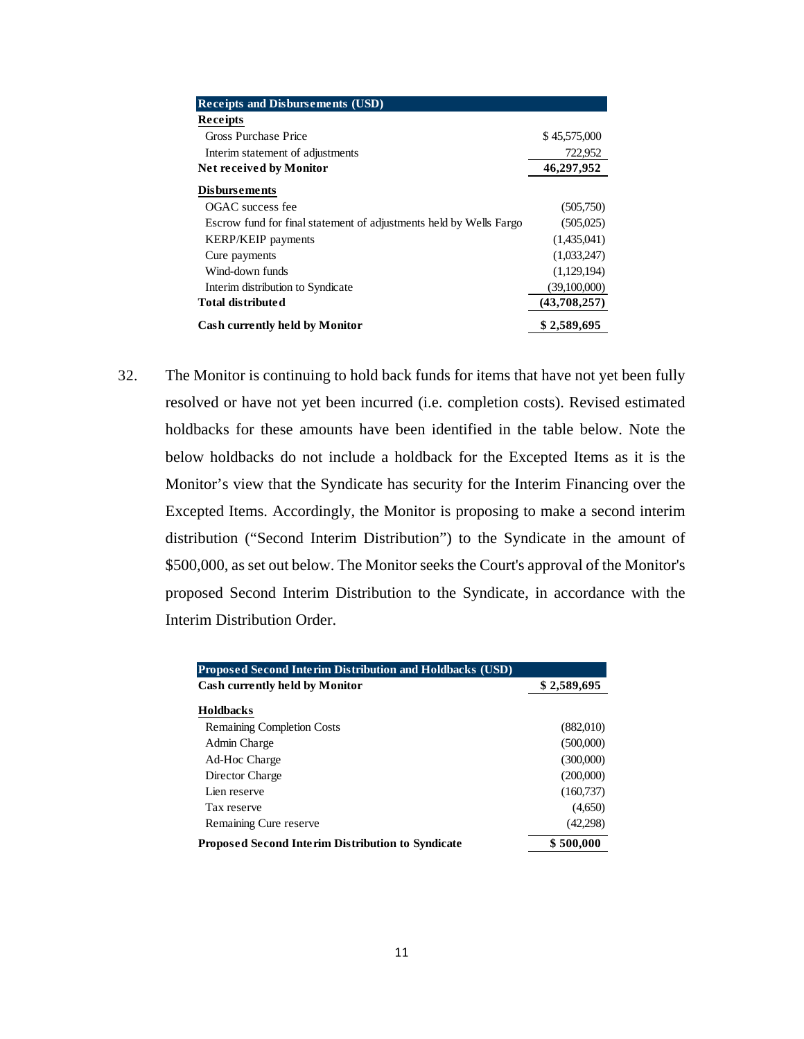| Receipts and Disbursements (USD) | |
|---|---|
| **Receipts** | |
| Gross Purchase Price | $ 45,575,000 |
| Interim statement of adjustments | 722,952 |
| **Net received by Monitor** | **46,297,952** |
| **Disbursements** | |
| OGAC success fee | (505,750) |
| Escrow fund for final statement of adjustments held by Wells Fargo | (505,025) |
| KERP/KEIP payments | (1,435,041) |
| Cure payments | (1,033,247) |
| Wind-down funds | (1,129,194) |
| Interim distribution to Syndicate | (39,100,000) |
| **Total distributed** | **(43,708,257)** |
| **Cash currently held by Monitor** | **$ 2,589,695** |

32. The Monitor is continuing to hold back funds for items that have not yet been fully resolved or have not yet been incurred (i.e. completion costs). Revised estimated holdbacks for these amounts have been identified in the table below. Note the below holdbacks do not include a holdback for the Excepted Items as it is the Monitor's view that the Syndicate has security for the Interim Financing over the Excepted Items. Accordingly, the Monitor is proposing to make a second interim distribution ("Second Interim Distribution") to the Syndicate in the amount of $500,000, as set out below. The Monitor seeks the Court's approval of the Monitor's proposed Second Interim Distribution to the Syndicate, in accordance with the Interim Distribution Order.

| Proposed Second Interim Distribution and Holdbacks (USD) | |
|---|---|
| **Cash currently held by Monitor** | **$ 2,589,695** |
| **Holdbacks** | |
| Remaining Completion Costs | (882,010) |
| Admin Charge | (500,000) |
| Ad-Hoc Charge | (300,000) |
| Director Charge | (200,000) |
| Lien reserve | (160,737) |
| Tax reserve | (4,650) |
| Remaining Cure reserve | (42,298) |
| **Proposed Second Interim Distribution to Syndicate** | **$ 500,000** |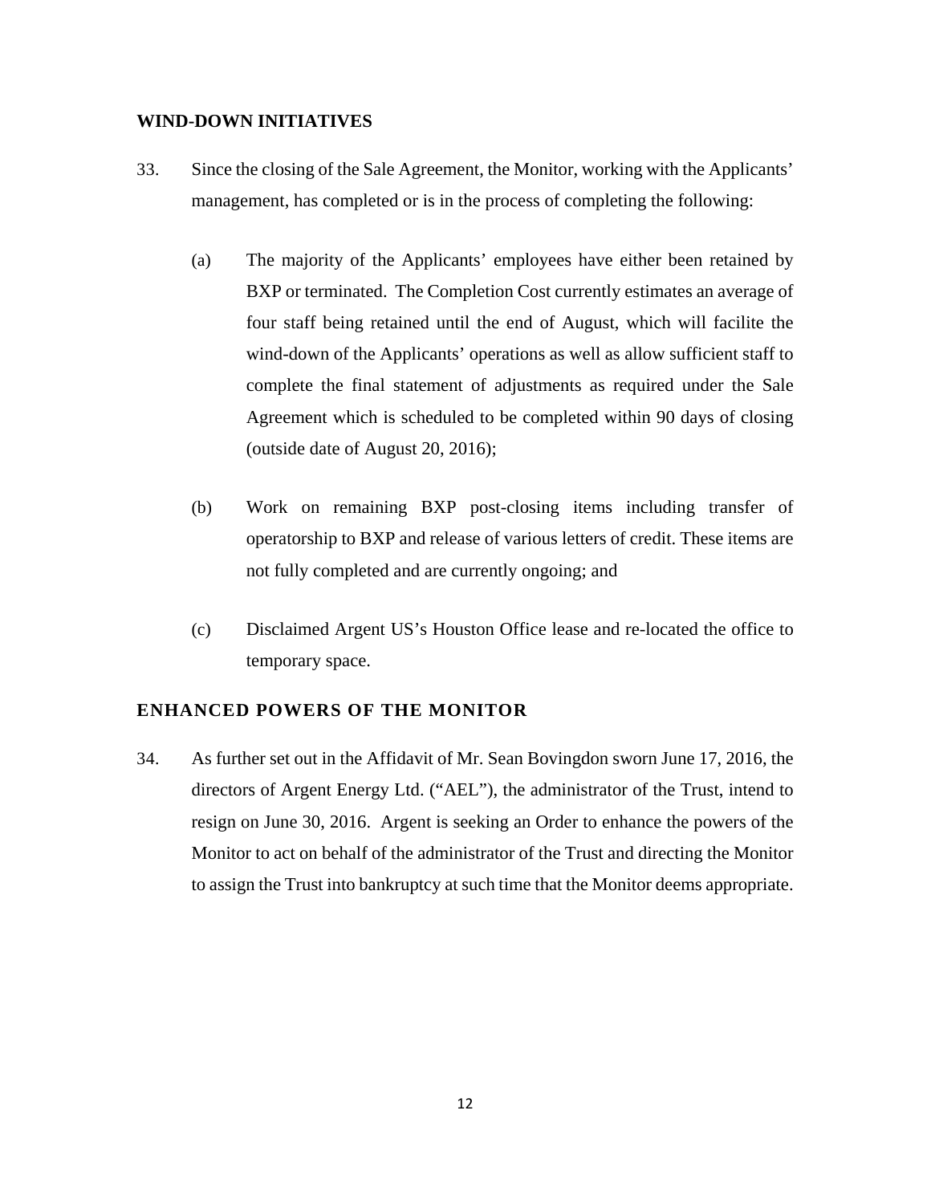## WIND-DOWN INITIATIVES

33. Since the closing of the Sale Agreement, the Monitor, working with the Applicants' management, has completed or is in the process of completing the following:

    (a) The majority of the Applicants' employees have either been retained by BXP or terminated. The Completion Cost currently estimates an average of four staff being retained until the end of August, which will facilite the wind-down of the Applicants' operations as well as allow sufficient staff to complete the final statement of adjustments as required under the Sale Agreement which is scheduled to be completed within 90 days of closing (outside date of August 20, 2016);

    (b) Work on remaining BXP post-closing items including transfer of operatorship to BXP and release of various letters of credit. These items are not fully completed and are currently ongoing; and

    (c) Disclaimed Argent US's Houston Office lease and re-located the office to temporary space.

## ENHANCED POWERS OF THE MONITOR

34. As further set out in the Affidavit of Mr. Sean Bovingdon sworn June 17, 2016, the directors of Argent Energy Ltd. ("AEL"), the administrator of the Trust, intend to resign on June 30, 2016. Argent is seeking an Order to enhance the powers of the Monitor to act on behalf of the administrator of the Trust and directing the Monitor to assign the Trust into bankruptcy at such time that the Monitor deems appropriate.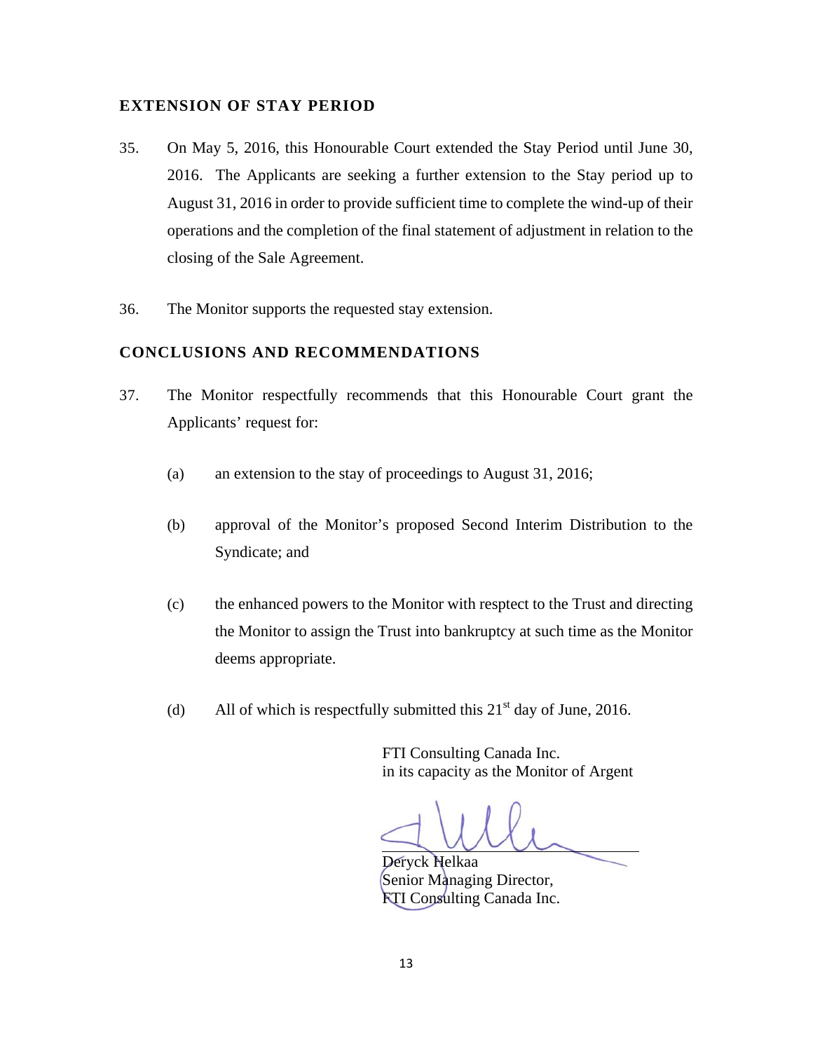## EXTENSION OF STAY PERIOD

35. On May 5, 2016, this Honourable Court extended the Stay Period until June 30, 2016. The Applicants are seeking a further extension to the Stay period up to August 31, 2016 in order to provide sufficient time to complete the wind-up of their operations and the completion of the final statement of adjustment in relation to the closing of the Sale Agreement.

36. The Monitor supports the requested stay extension.

## CONCLUSIONS AND RECOMMENDATIONS

37. The Monitor respectfully recommends that this Honourable Court grant the Applicants' request for:

    (a) an extension to the stay of proceedings to August 31, 2016;

    (b) approval of the Monitor's proposed Second Interim Distribution to the Syndicate; and

    (c) the enhanced powers to the Monitor with resptect to the Trust and directing the Monitor to assign the Trust into bankruptcy at such time as the Monitor deems appropriate.

    (d) All of which is respectfully submitted this 21st day of June, 2016.

FTI Consulting Canada Inc.
in its capacity as the Monitor of Argent

Deryck Helkaa
Senior Managing Director,
FTI Consulting Canada Inc.